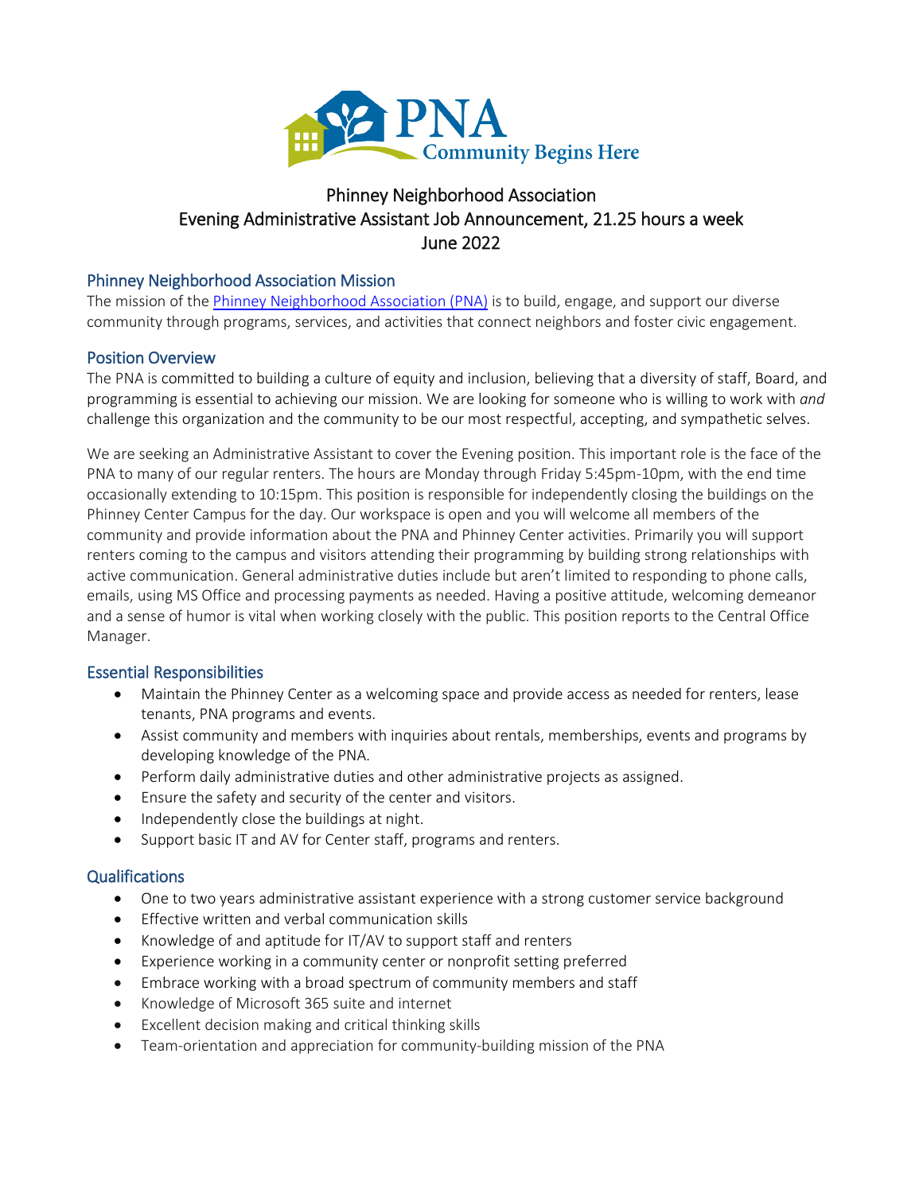PNA
Community Begins Here

# Phinney Neighborhood Association
# Evening Administrative Assistant Job Announcement, 21.25 hours a week
# June 2022

## Phinney Neighborhood Association Mission

The mission of the [Phinney Neighborhood Association (PNA)]() is to build, engage, and support our diverse community through programs, services, and activities that connect neighbors and foster civic engagement.

## Position Overview

The PNA is committed to building a culture of equity and inclusion, believing that a diversity of staff, Board, and programming is essential to achieving our mission. We are looking for someone who is willing to work with *and* challenge this organization and the community to be our most respectful, accepting, and sympathetic selves.

We are seeking an Administrative Assistant to cover the Evening position. This important role is the face of the PNA to many of our regular renters. The hours are Monday through Friday 5:45pm-10pm, with the end time occasionally extending to 10:15pm. This position is responsible for independently closing the buildings on the Phinney Center Campus for the day. Our workspace is open and you will welcome all members of the community and provide information about the PNA and Phinney Center activities. Primarily you will support renters coming to the campus and visitors attending their programming by building strong relationships with active communication. General administrative duties include but aren't limited to responding to phone calls, emails, using MS Office and processing payments as needed. Having a positive attitude, welcoming demeanor and a sense of humor is vital when working closely with the public. This position reports to the Central Office Manager.

## Essential Responsibilities

- Maintain the Phinney Center as a welcoming space and provide access as needed for renters, lease tenants, PNA programs and events.
- Assist community and members with inquiries about rentals, memberships, events and programs by developing knowledge of the PNA.
- Perform daily administrative duties and other administrative projects as assigned.
- Ensure the safety and security of the center and visitors.
- Independently close the buildings at night.
- Support basic IT and AV for Center staff, programs and renters.

## Qualifications

- One to two years administrative assistant experience with a strong customer service background
- Effective written and verbal communication skills
- Knowledge of and aptitude for IT/AV to support staff and renters
- Experience working in a community center or nonprofit setting preferred
- Embrace working with a broad spectrum of community members and staff
- Knowledge of Microsoft 365 suite and internet
- Excellent decision making and critical thinking skills
- Team-orientation and appreciation for community-building mission of the PNA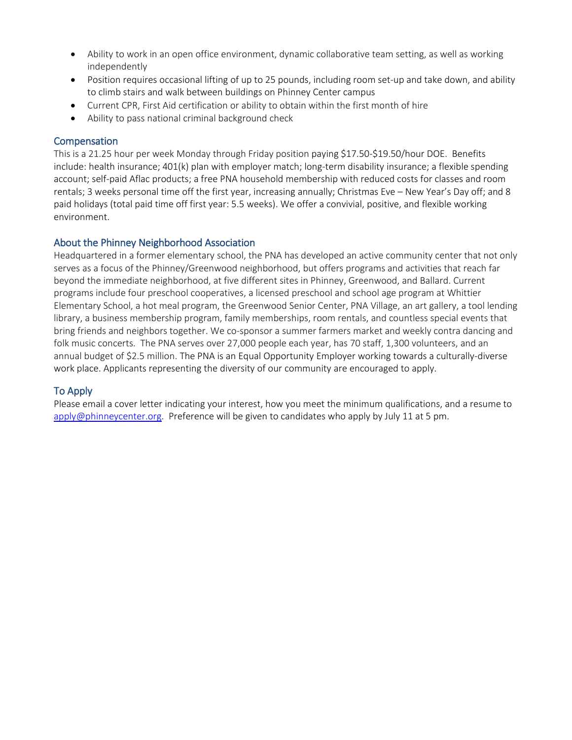- Ability to work in an open office environment, dynamic collaborative team setting, as well as working independently
- Position requires occasional lifting of up to 25 pounds, including room set-up and take down, and ability to climb stairs and walk between buildings on Phinney Center campus
- Current CPR, First Aid certification or ability to obtain within the first month of hire
- Ability to pass national criminal background check

## Compensation

This is a 21.25 hour per week Monday through Friday position paying $17.50-$19.50/hour DOE. Benefits include: health insurance; 401(k) plan with employer match; long-term disability insurance; a flexible spending account; self-paid Aflac products; a free PNA household membership with reduced costs for classes and room rentals; 3 weeks personal time off the first year, increasing annually; Christmas Eve – New Year's Day off; and 8 paid holidays (total paid time off first year: 5.5 weeks). We offer a convivial, positive, and flexible working environment.

## About the Phinney Neighborhood Association

Headquartered in a former elementary school, the PNA has developed an active community center that not only serves as a focus of the Phinney/Greenwood neighborhood, but offers programs and activities that reach far beyond the immediate neighborhood, at five different sites in Phinney, Greenwood, and Ballard. Current programs include four preschool cooperatives, a licensed preschool and school age program at Whittier Elementary School, a hot meal program, the Greenwood Senior Center, PNA Village, an art gallery, a tool lending library, a business membership program, family memberships, room rentals, and countless special events that bring friends and neighbors together. We co-sponsor a summer farmers market and weekly contra dancing and folk music concerts. The PNA serves over 27,000 people each year, has 70 staff, 1,300 volunteers, and an annual budget of $2.5 million. The PNA is an Equal Opportunity Employer working towards a culturally-diverse work place. Applicants representing the diversity of our community are encouraged to apply.

## To Apply

Please email a cover letter indicating your interest, how you meet the minimum qualifications, and a resume to apply@phinneycenter.org. Preference will be given to candidates who apply by July 11 at 5 pm.